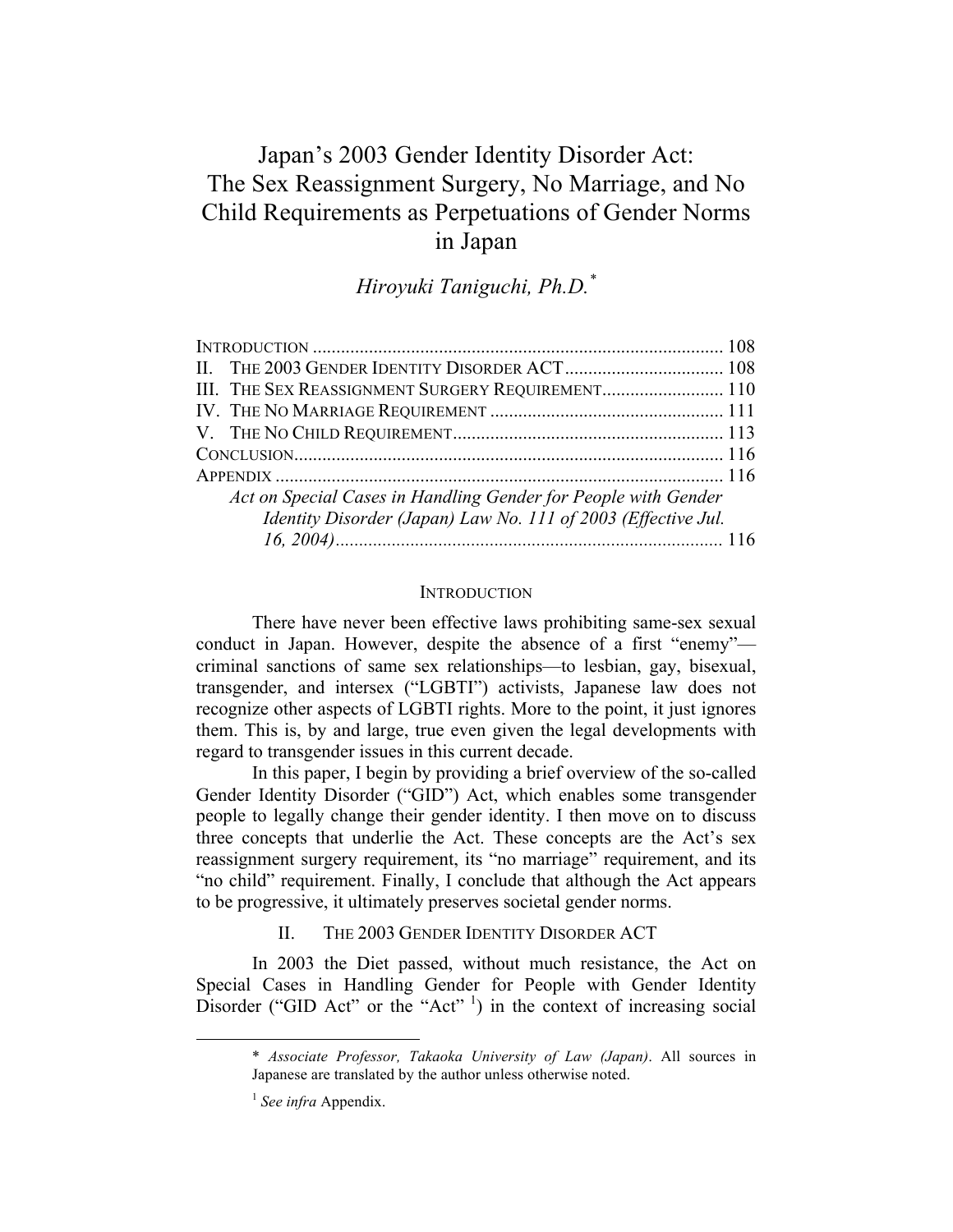# Japan's 2003 Gender Identity Disorder Act: The Sex Reassignment Surgery, No Marriage, and No Child Requirements as Perpetuations of Gender Norms in Japan

*Hiroyuki Taniguchi, Ph.D.*[*]

INTRODUCTION ........................................................................................ 108
II. THE 2003 GENDER IDENTITY DISORDER ACT.................................. 108
III. THE SEX REASSIGNMENT SURGERY REQUIREMENT.......................... 110
IV. THE NO MARRIAGE REQUIREMENT .................................................. 111
V. THE NO CHILD REQUIREMENT.......................................................... 113
CONCLUSION............................................................................................ 116
APPENDIX ................................................................................................ 116
*Act on Special Cases in Handling Gender for People with Gender Identity Disorder (Japan) Law No. 111 of 2003 (Effective Jul. 16, 2004)*.................................................................................. 116

## INTRODUCTION

There have never been effective laws prohibiting same-sex sexual conduct in Japan. However, despite the absence of a first "enemy"—criminal sanctions of same sex relationships—to lesbian, gay, bisexual, transgender, and intersex ("LGBTI") activists, Japanese law does not recognize other aspects of LGBTI rights. More to the point, it just ignores them. This is, by and large, true even given the legal developments with regard to transgender issues in this current decade.

In this paper, I begin by providing a brief overview of the so-called Gender Identity Disorder ("GID") Act, which enables some transgender people to legally change their gender identity. I then move on to discuss three concepts that underlie the Act. These concepts are the Act's sex reassignment surgery requirement, its "no marriage" requirement, and its "no child" requirement. Finally, I conclude that although the Act appears to be progressive, it ultimately preserves societal gender norms.

## II. THE 2003 GENDER IDENTITY DISORDER ACT

In 2003 the Diet passed, without much resistance, the Act on Special Cases in Handling Gender for People with Gender Identity Disorder ("GID Act" or the "Act" [1]) in the context of increasing social

[*] *Associate Professor, Takaoka University of Law (Japan)*. All sources in Japanese are translated by the author unless otherwise noted.

[1] *See infra* Appendix.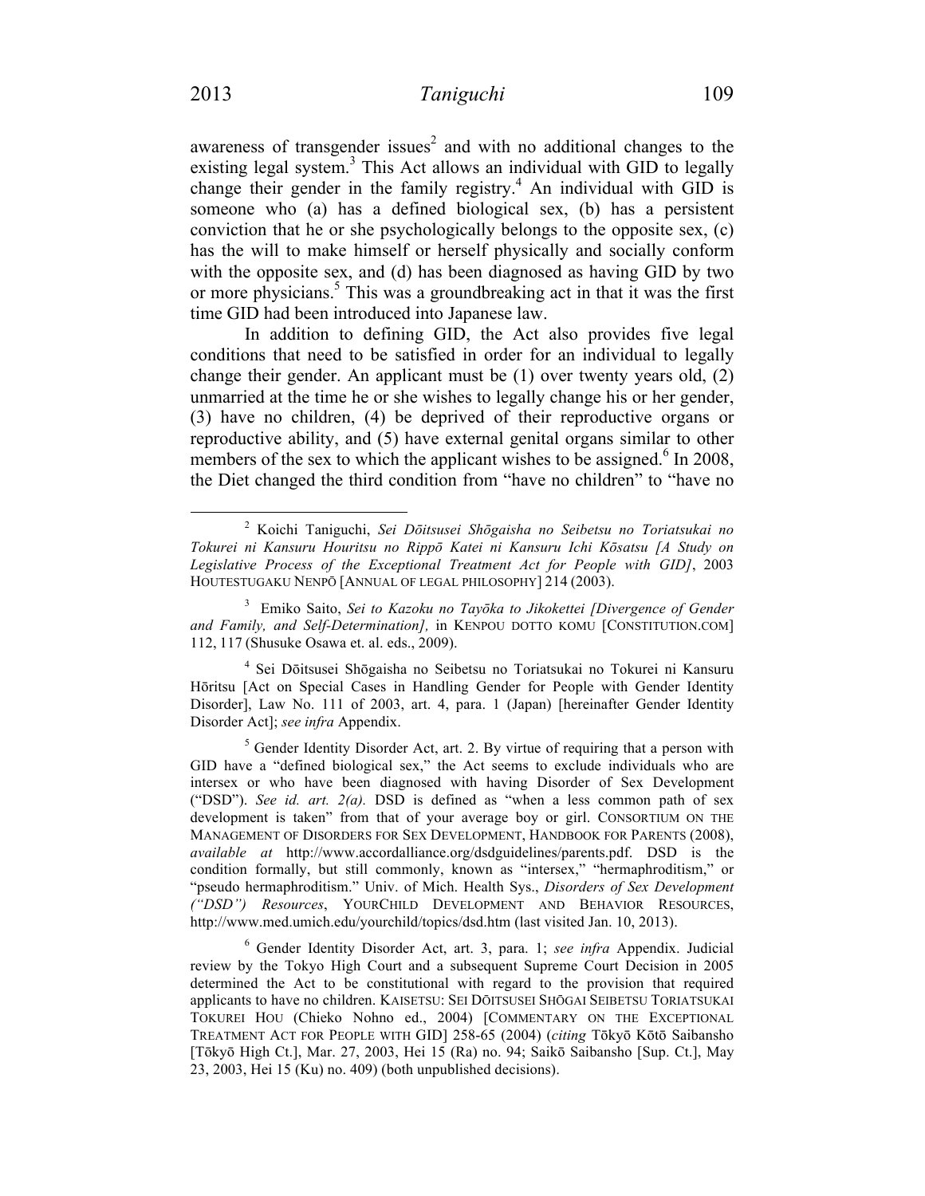awareness of transgender issues[2] and with no additional changes to the existing legal system.[3] This Act allows an individual with GID to legally change their gender in the family registry.[4] An individual with GID is someone who (a) has a defined biological sex, (b) has a persistent conviction that he or she psychologically belongs to the opposite sex, (c) has the will to make himself or herself physically and socially conform with the opposite sex, and (d) has been diagnosed as having GID by two or more physicians.[5] This was a groundbreaking act in that it was the first time GID had been introduced into Japanese law.

In addition to defining GID, the Act also provides five legal conditions that need to be satisfied in order for an individual to legally change their gender. An applicant must be (1) over twenty years old, (2) unmarried at the time he or she wishes to legally change his or her gender, (3) have no children, (4) be deprived of their reproductive organs or reproductive ability, and (5) have external genital organs similar to other members of the sex to which the applicant wishes to be assigned.[6] In 2008, the Diet changed the third condition from "have no children" to "have no

---

[2] Koichi Taniguchi, *Sei Dōitsusei Shōgaisha no Seibetsu no Toriatsukai no Tokurei ni Kansuru Houritsu no Rippō Katei ni Kansuru Ichi Kōsatsu [A Study on Legislative Process of the Exceptional Treatment Act for People with GID]*, 2003 HOUTESTUGAKU NENPŌ [ANNUAL OF LEGAL PHILOSOPHY] 214 (2003).

[3] Emiko Saito, *Sei to Kazoku no Tayōka to Jikokettei [Divergence of Gender and Family, and Self-Determination],* in KENPOU DOTTO KOMU [CONSTITUTION.COM] 112, 117 (Shusuke Osawa et. al. eds., 2009).

[4] Sei Dōitsusei Shōgaisha no Seibetsu no Toriatsukai no Tokurei ni Kansuru Hōritsu [Act on Special Cases in Handling Gender for People with Gender Identity Disorder], Law No. 111 of 2003, art. 4, para. 1 (Japan) [hereinafter Gender Identity Disorder Act]; *see infra* Appendix.

[5] Gender Identity Disorder Act, art. 2. By virtue of requiring that a person with GID have a "defined biological sex," the Act seems to exclude individuals who are intersex or who have been diagnosed with having Disorder of Sex Development ("DSD"). *See id. art. 2(a).* DSD is defined as "when a less common path of sex development is taken" from that of your average boy or girl. CONSORTIUM ON THE MANAGEMENT OF DISORDERS FOR SEX DEVELOPMENT, HANDBOOK FOR PARENTS (2008), *available at* http://www.accordalliance.org/dsdguidelines/parents.pdf. DSD is the condition formally, but still commonly, known as "intersex," "hermaphroditism," or "pseudo hermaphroditism." Univ. of Mich. Health Sys., *Disorders of Sex Development ("DSD") Resources*, YOURCHILD DEVELOPMENT AND BEHAVIOR RESOURCES, http://www.med.umich.edu/yourchild/topics/dsd.htm (last visited Jan. 10, 2013).

[6] Gender Identity Disorder Act, art. 3, para. 1; *see infra* Appendix. Judicial review by the Tokyo High Court and a subsequent Supreme Court Decision in 2005 determined the Act to be constitutional with regard to the provision that required applicants to have no children. KAISETSU: SEI DŌITSUSEI SHŌGAI SEIBETSU TORIATSUKAI TOKUREI HOU (Chieko Nohno ed., 2004) [COMMENTARY ON THE EXCEPTIONAL TREATMENT ACT FOR PEOPLE WITH GID] 258-65 (2004) (*citing* Tōkyō Kōtō Saibansho [Tōkyō High Ct.], Mar. 27, 2003, Hei 15 (Ra) no. 94; Saikō Saibansho [Sup. Ct.], May 23, 2003, Hei 15 (Ku) no. 409) (both unpublished decisions).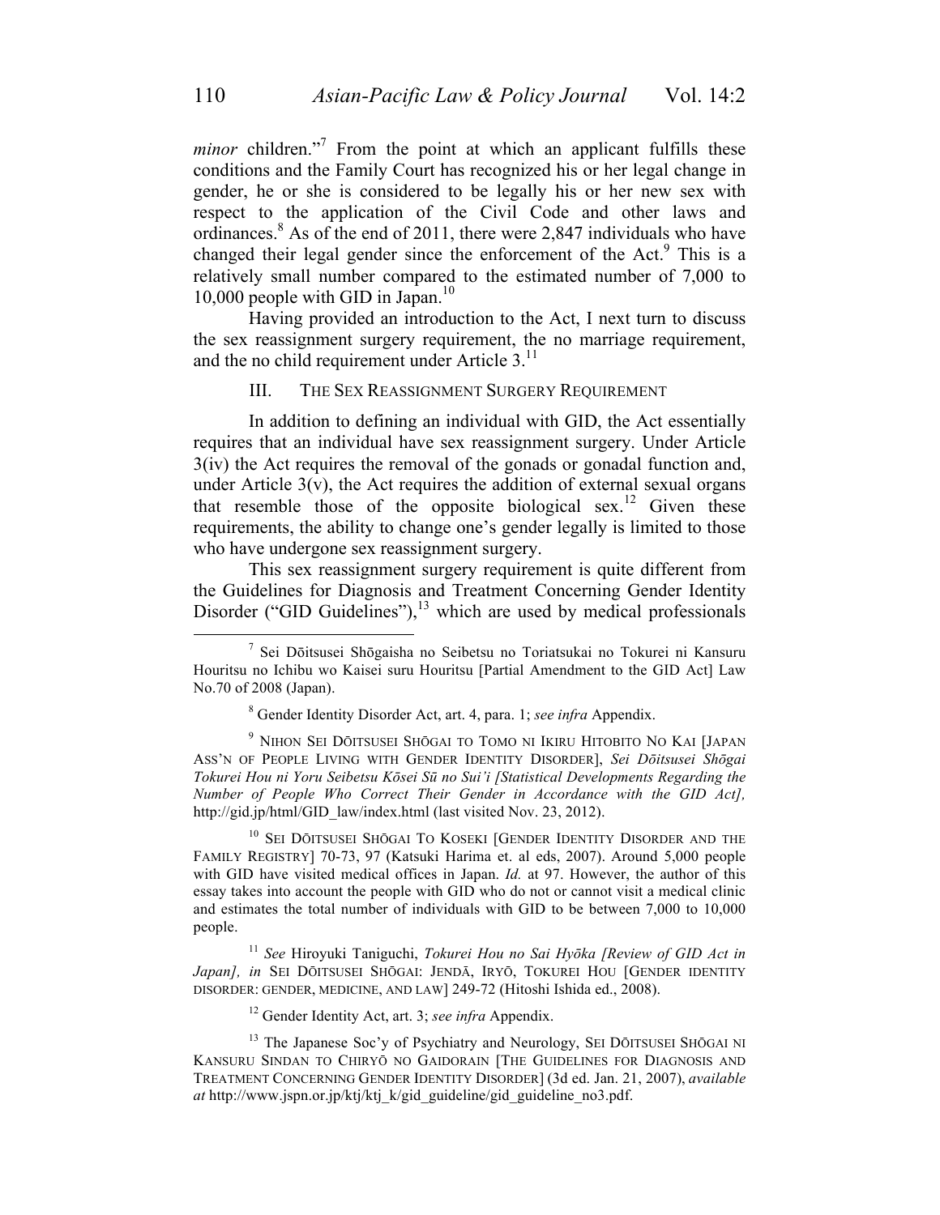*minor* children."[7] From the point at which an applicant fulfills these conditions and the Family Court has recognized his or her legal change in gender, he or she is considered to be legally his or her new sex with respect to the application of the Civil Code and other laws and ordinances.[8] As of the end of 2011, there were 2,847 individuals who have changed their legal gender since the enforcement of the Act.[9] This is a relatively small number compared to the estimated number of 7,000 to 10,000 people with GID in Japan.[10]

Having provided an introduction to the Act, I next turn to discuss the sex reassignment surgery requirement, the no marriage requirement, and the no child requirement under Article 3.[11]

## III. THE SEX REASSIGNMENT SURGERY REQUIREMENT

In addition to defining an individual with GID, the Act essentially requires that an individual have sex reassignment surgery. Under Article 3(iv) the Act requires the removal of the gonads or gonadal function and, under Article 3(v), the Act requires the addition of external sexual organs that resemble those of the opposite biological sex.[12] Given these requirements, the ability to change one's gender legally is limited to those who have undergone sex reassignment surgery.

This sex reassignment surgery requirement is quite different from the Guidelines for Diagnosis and Treatment Concerning Gender Identity Disorder ("GID Guidelines"),[13] which are used by medical professionals

---

[7] Sei Dōitsusei Shōgaisha no Seibetsu no Toriatsukai no Tokurei ni Kansuru Houritsu no Ichibu wo Kaisei suru Houritsu [Partial Amendment to the GID Act] Law No.70 of 2008 (Japan).

[8] Gender Identity Disorder Act, art. 4, para. 1; *see infra* Appendix.

[9] NIHON SEI DŌITSUSEI SHŌGAI TO TOMO NI IKIRU HITOBITO NO KAI [JAPAN ASS'N OF PEOPLE LIVING WITH GENDER IDENTITY DISORDER], *Sei Dōitsusei Shōgai Tokurei Hou ni Yoru Seibetsu Kōsei Sū no Sui'i [Statistical Developments Regarding the Number of People Who Correct Their Gender in Accordance with the GID Act],* http://gid.jp/html/GID_law/index.html (last visited Nov. 23, 2012).

[10] SEI DŌITSUSEI SHŌGAI TO KOSEKI [GENDER IDENTITY DISORDER AND THE FAMILY REGISTRY] 70-73, 97 (Katsuki Harima et. al eds, 2007). Around 5,000 people with GID have visited medical offices in Japan. *Id.* at 97. However, the author of this essay takes into account the people with GID who do not or cannot visit a medical clinic and estimates the total number of individuals with GID to be between 7,000 to 10,000 people.

[11] *See* Hiroyuki Taniguchi, *Tokurei Hou no Sai Hyōka [Review of GID Act in Japan], in* SEI DŌITSUSEI SHŌGAI: JENDĀ, IRYŌ, TOKUREI HOU [GENDER IDENTITY DISORDER: GENDER, MEDICINE, AND LAW] 249-72 (Hitoshi Ishida ed., 2008).

[12] Gender Identity Act, art. 3; *see infra* Appendix.

[13] The Japanese Soc'y of Psychiatry and Neurology, SEI DŌITSUSEI SHŌGAI NI KANSURU SINDAN TO CHIRYŌ NO GAIDORAIN [THE GUIDELINES FOR DIAGNOSIS AND TREATMENT CONCERNING GENDER IDENTITY DISORDER] (3d ed. Jan. 21, 2007), *available at* http://www.jspn.or.jp/ktj/ktj_k/gid_guideline/gid_guideline_no3.pdf.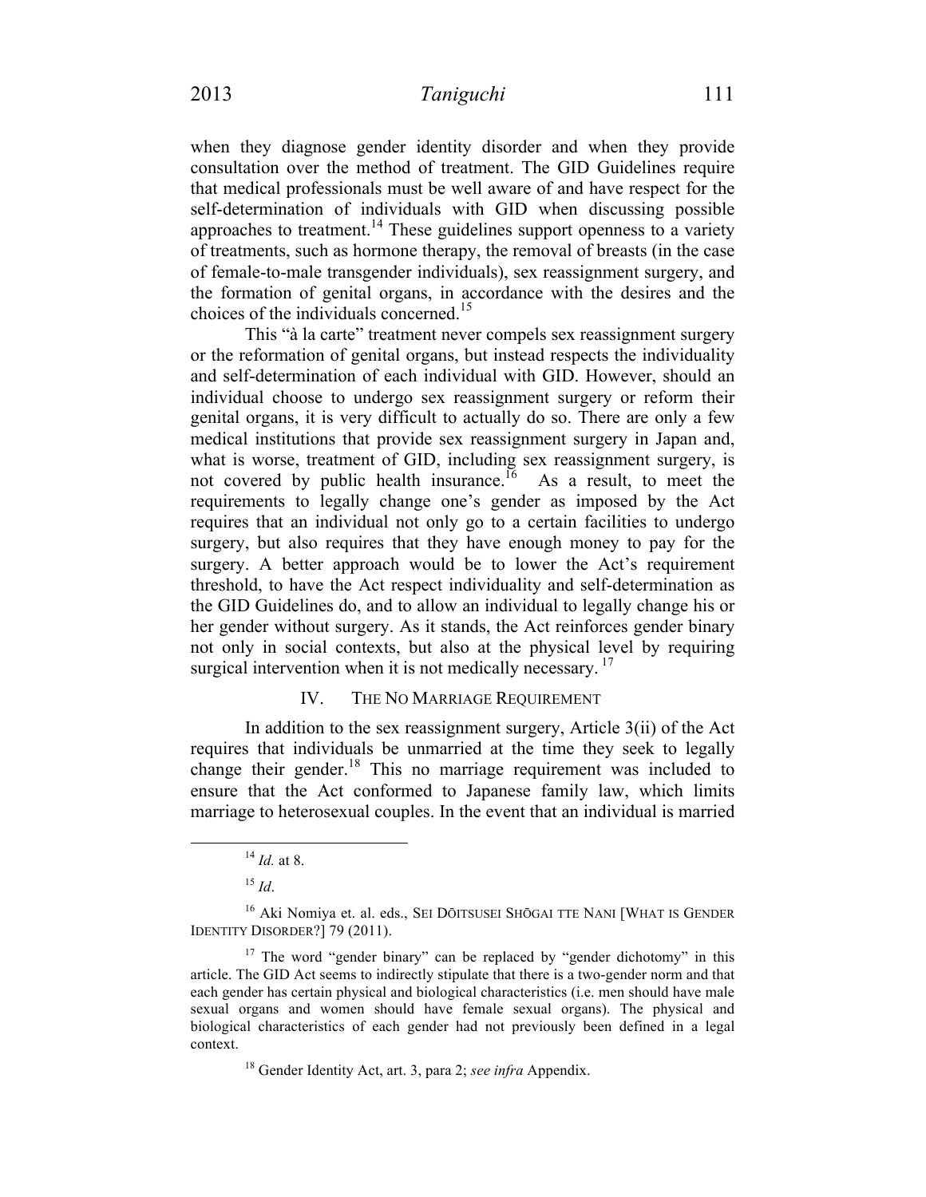when they diagnose gender identity disorder and when they provide consultation over the method of treatment. The GID Guidelines require that medical professionals must be well aware of and have respect for the self-determination of individuals with GID when discussing possible approaches to treatment.[14] These guidelines support openness to a variety of treatments, such as hormone therapy, the removal of breasts (in the case of female-to-male transgender individuals), sex reassignment surgery, and the formation of genital organs, in accordance with the desires and the choices of the individuals concerned.[15]

This "à la carte" treatment never compels sex reassignment surgery or the reformation of genital organs, but instead respects the individuality and self-determination of each individual with GID. However, should an individual choose to undergo sex reassignment surgery or reform their genital organs, it is very difficult to actually do so. There are only a few medical institutions that provide sex reassignment surgery in Japan and, what is worse, treatment of GID, including sex reassignment surgery, is not covered by public health insurance.[16] As a result, to meet the requirements to legally change one's gender as imposed by the Act requires that an individual not only go to a certain facilities to undergo surgery, but also requires that they have enough money to pay for the surgery. A better approach would be to lower the Act's requirement threshold, to have the Act respect individuality and self-determination as the GID Guidelines do, and to allow an individual to legally change his or her gender without surgery. As it stands, the Act reinforces gender binary not only in social contexts, but also at the physical level by requiring surgical intervention when it is not medically necessary.[17]

## IV. THE NO MARRIAGE REQUIREMENT

In addition to the sex reassignment surgery, Article 3(ii) of the Act requires that individuals be unmarried at the time they seek to legally change their gender.[18] This no marriage requirement was included to ensure that the Act conformed to Japanese family law, which limits marriage to heterosexual couples. In the event that an individual is married

---

[14] *Id.* at 8.

[15] *Id*.

[16] Aki Nomiya et. al. eds., SEI DŌITSUSEI SHŌGAI TTE NANI [WHAT IS GENDER IDENTITY DISORDER?] 79 (2011).

[17] The word "gender binary" can be replaced by "gender dichotomy" in this article. The GID Act seems to indirectly stipulate that there is a two-gender norm and that each gender has certain physical and biological characteristics (i.e. men should have male sexual organs and women should have female sexual organs). The physical and biological characteristics of each gender had not previously been defined in a legal context.

[18] Gender Identity Act, art. 3, para 2; *see infra* Appendix.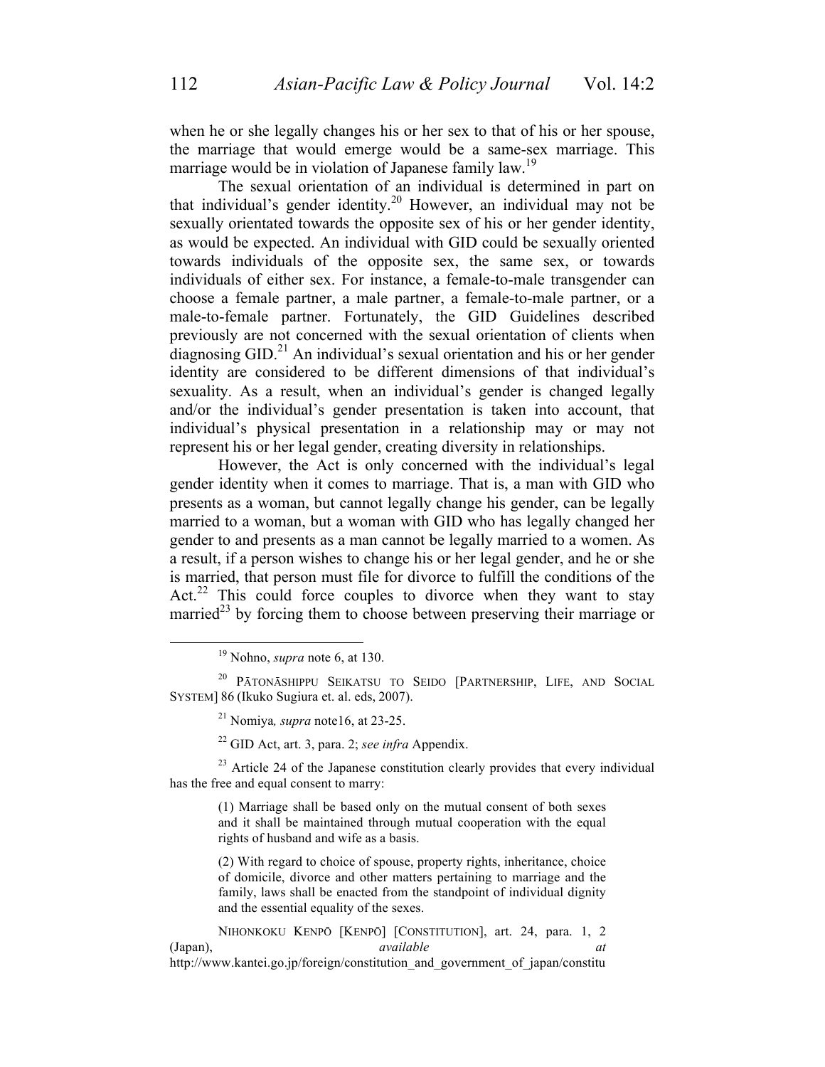when he or she legally changes his or her sex to that of his or her spouse, the marriage that would emerge would be a same-sex marriage. This marriage would be in violation of Japanese family law.[19]

The sexual orientation of an individual is determined in part on that individual's gender identity.[20] However, an individual may not be sexually orientated towards the opposite sex of his or her gender identity, as would be expected. An individual with GID could be sexually oriented towards individuals of the opposite sex, the same sex, or towards individuals of either sex. For instance, a female-to-male transgender can choose a female partner, a male partner, a female-to-male partner, or a male-to-female partner. Fortunately, the GID Guidelines described previously are not concerned with the sexual orientation of clients when diagnosing GID.[21] An individual's sexual orientation and his or her gender identity are considered to be different dimensions of that individual's sexuality. As a result, when an individual's gender is changed legally and/or the individual's gender presentation is taken into account, that individual's physical presentation in a relationship may or may not represent his or her legal gender, creating diversity in relationships.

However, the Act is only concerned with the individual's legal gender identity when it comes to marriage. That is, a man with GID who presents as a woman, but cannot legally change his gender, can be legally married to a woman, but a woman with GID who has legally changed her gender to and presents as a man cannot be legally married to a women. As a result, if a person wishes to change his or her legal gender, and he or she is married, that person must file for divorce to fulfill the conditions of the Act.[22] This could force couples to divorce when they want to stay married[23] by forcing them to choose between preserving their marriage or

---

[19] Nohno, *supra* note 6, at 130.

[20] PĀTONĀSHIPPU SEIKATSU TO SEIDO [PARTNERSHIP, LIFE, AND SOCIAL SYSTEM] 86 (Ikuko Sugiura et. al. eds, 2007).

[21] Nomiya*, supra* note16, at 23-25.

[22] GID Act, art. 3, para. 2; *see infra* Appendix.

[23] Article 24 of the Japanese constitution clearly provides that every individual has the free and equal consent to marry:

> (1) Marriage shall be based only on the mutual consent of both sexes and it shall be maintained through mutual cooperation with the equal rights of husband and wife as a basis.
>
> (2) With regard to choice of spouse, property rights, inheritance, choice of domicile, divorce and other matters pertaining to marriage and the family, laws shall be enacted from the standpoint of individual dignity and the essential equality of the sexes.

NIHONKOKU KENPŌ [KENPŌ] [CONSTITUTION], art. 24, para. 1, 2 (Japan), *available at* http://www.kantei.go.jp/foreign/constitution_and_government_of_japan/constitu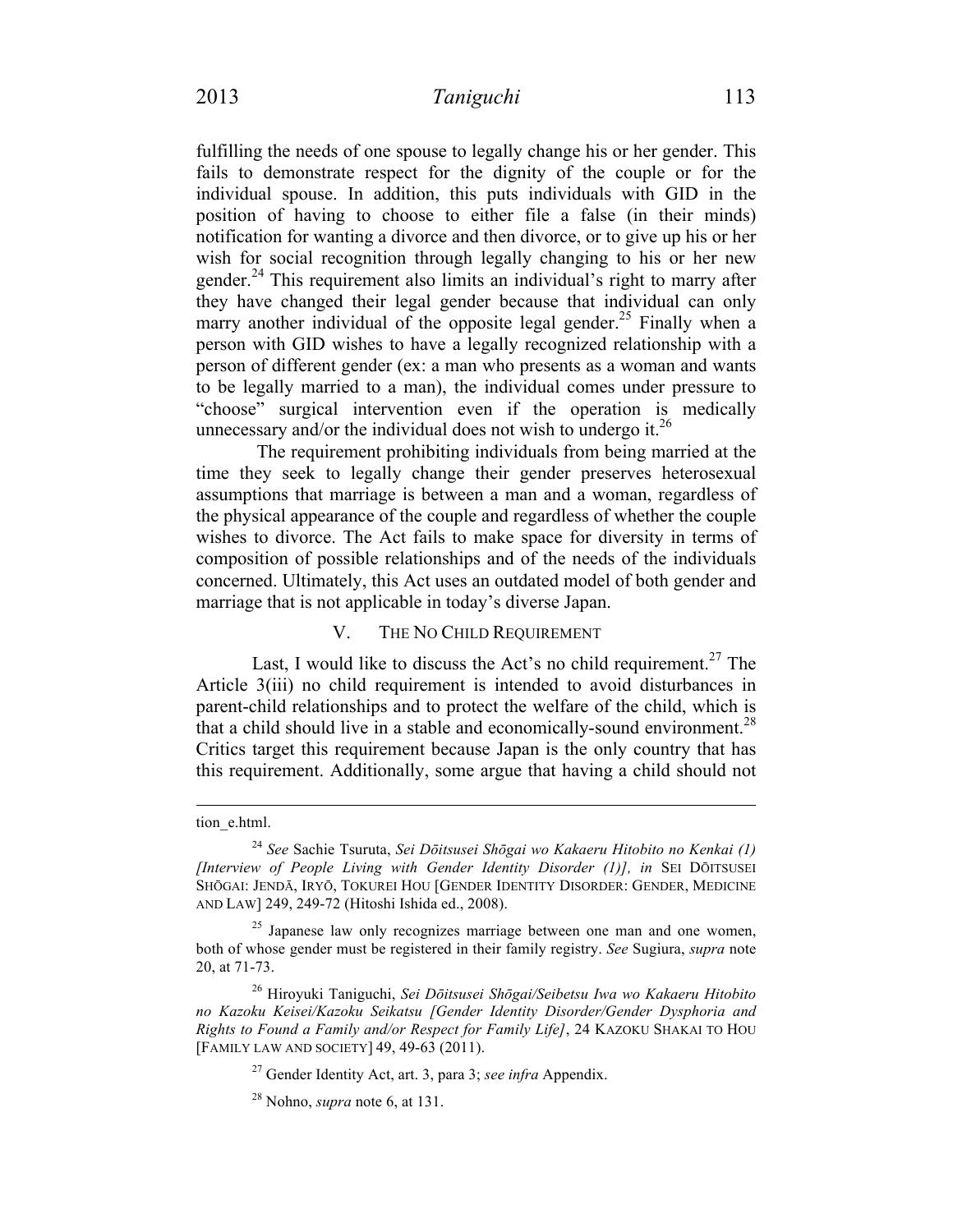fulfilling the needs of one spouse to legally change his or her gender. This fails to demonstrate respect for the dignity of the couple or for the individual spouse. In addition, this puts individuals with GID in the position of having to choose to either file a false (in their minds) notification for wanting a divorce and then divorce, or to give up his or her wish for social recognition through legally changing to his or her new gender.[24] This requirement also limits an individual's right to marry after they have changed their legal gender because that individual can only marry another individual of the opposite legal gender.[25] Finally when a person with GID wishes to have a legally recognized relationship with a person of different gender (ex: a man who presents as a woman and wants to be legally married to a man), the individual comes under pressure to "choose" surgical intervention even if the operation is medically unnecessary and/or the individual does not wish to undergo it.[26]

The requirement prohibiting individuals from being married at the time they seek to legally change their gender preserves heterosexual assumptions that marriage is between a man and a woman, regardless of the physical appearance of the couple and regardless of whether the couple wishes to divorce. The Act fails to make space for diversity in terms of composition of possible relationships and of the needs of the individuals concerned. Ultimately, this Act uses an outdated model of both gender and marriage that is not applicable in today's diverse Japan.

## V. THE NO CHILD REQUIREMENT

Last, I would like to discuss the Act's no child requirement.[27] The Article 3(iii) no child requirement is intended to avoid disturbances in parent-child relationships and to protect the welfare of the child, which is that a child should live in a stable and economically-sound environment.[28] Critics target this requirement because Japan is the only country that has this requirement. Additionally, some argue that having a child should not

---

tion_e.html.

[24] *See* Sachie Tsuruta, *Sei Dōitsusei Shōgai wo Kakaeru Hitobito no Kenkai (1) [Interview of People Living with Gender Identity Disorder (1)], in* SEI DŌITSUSEI SHŌGAI: JENDĀ, IRYŌ, TOKUREI HOU [GENDER IDENTITY DISORDER: GENDER, MEDICINE AND LAW] 249, 249-72 (Hitoshi Ishida ed., 2008).

[25] Japanese law only recognizes marriage between one man and one women, both of whose gender must be registered in their family registry. *See* Sugiura, *supra* note 20, at 71-73.

[26] Hiroyuki Taniguchi, *Sei Dōitsusei Shōgai/Seibetsu Iwa wo Kakaeru Hitobito no Kazoku Keisei/Kazoku Seikatsu [Gender Identity Disorder/Gender Dysphoria and Rights to Found a Family and/or Respect for Family Life]*, 24 KAZOKU SHAKAI TO HOU [FAMILY LAW AND SOCIETY] 49, 49-63 (2011).

[27] Gender Identity Act, art. 3, para 3; *see infra* Appendix.

[28] Nohno, *supra* note 6, at 131.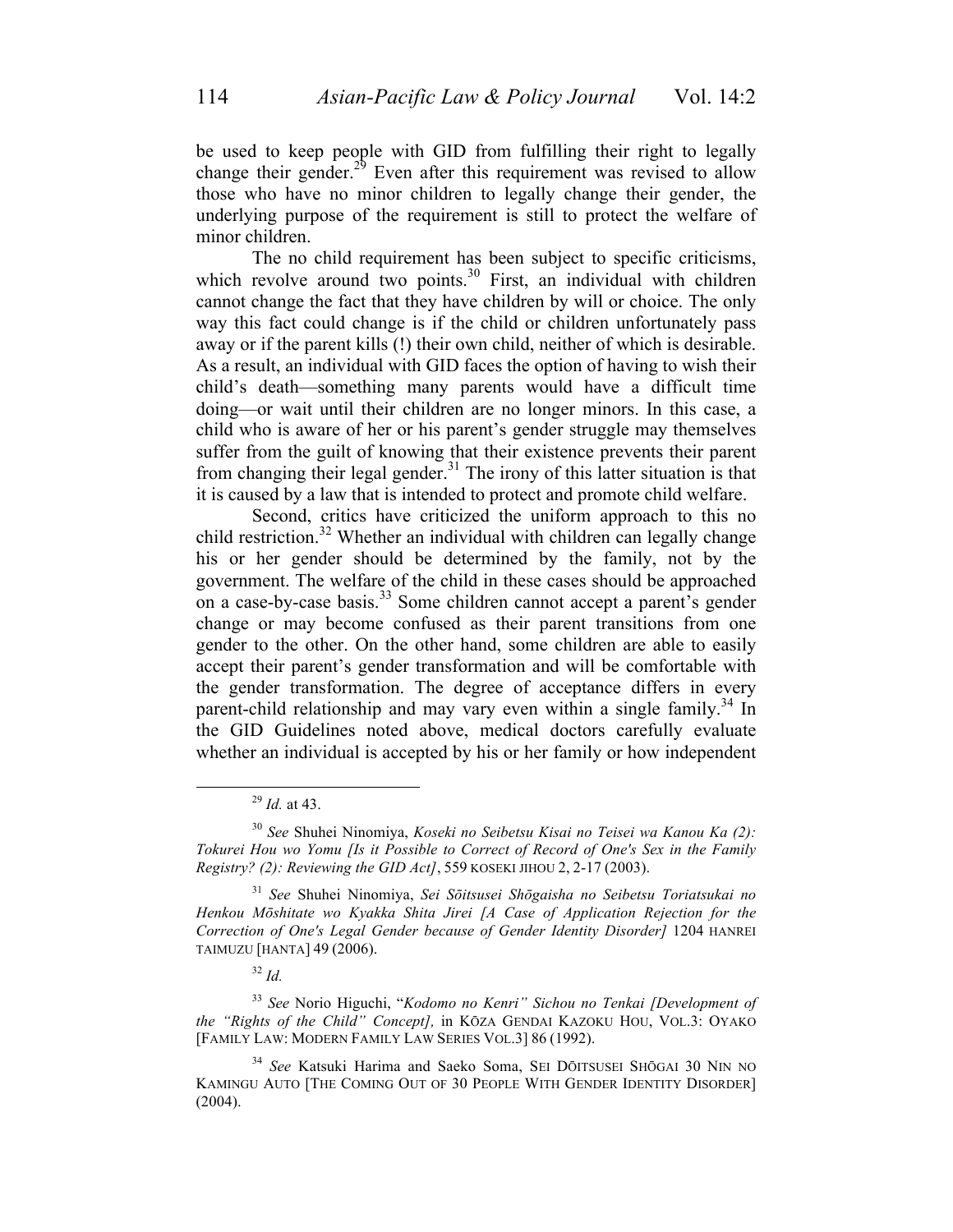be used to keep people with GID from fulfilling their right to legally change their gender.[29] Even after this requirement was revised to allow those who have no minor children to legally change their gender, the underlying purpose of the requirement is still to protect the welfare of minor children.

The no child requirement has been subject to specific criticisms, which revolve around two points.[30] First, an individual with children cannot change the fact that they have children by will or choice. The only way this fact could change is if the child or children unfortunately pass away or if the parent kills (!) their own child, neither of which is desirable. As a result, an individual with GID faces the option of having to wish their child's death—something many parents would have a difficult time doing—or wait until their children are no longer minors. In this case, a child who is aware of her or his parent's gender struggle may themselves suffer from the guilt of knowing that their existence prevents their parent from changing their legal gender.[31] The irony of this latter situation is that it is caused by a law that is intended to protect and promote child welfare.

Second, critics have criticized the uniform approach to this no child restriction.[32] Whether an individual with children can legally change his or her gender should be determined by the family, not by the government. The welfare of the child in these cases should be approached on a case-by-case basis.[33] Some children cannot accept a parent's gender change or may become confused as their parent transitions from one gender to the other. On the other hand, some children are able to easily accept their parent's gender transformation and will be comfortable with the gender transformation. The degree of acceptance differs in every parent-child relationship and may vary even within a single family.[34] In the GID Guidelines noted above, medical doctors carefully evaluate whether an individual is accepted by his or her family or how independent

---

[29] *Id.* at 43.

[30] *See* Shuhei Ninomiya, *Koseki no Seibetsu Kisai no Teisei wa Kanou Ka (2): Tokurei Hou wo Yomu [Is it Possible to Correct of Record of One's Sex in the Family Registry? (2): Reviewing the GID Act]*, 559 KOSEKI JIHOU 2, 2-17 (2003).

[31] *See* Shuhei Ninomiya, *Sei Sōitsusei Shōgaisha no Seibetsu Toriatsukai no Henkou Mōshitate wo Kyakka Shita Jirei [A Case of Application Rejection for the Correction of One's Legal Gender because of Gender Identity Disorder]* 1204 HANREI TAIMUZU [HANTA] 49 (2006).

[32] *Id.*

[33] *See* Norio Higuchi, "*Kodomo no Kenri" Sichou no Tenkai [Development of the "Rights of the Child" Concept],* in KŌZA GENDAI KAZOKU HOU, VOL.3: OYAKO [FAMILY LAW: MODERN FAMILY LAW SERIES VOL.3] 86 (1992).

[34] *See* Katsuki Harima and Saeko Soma, SEI DŌITSUSEI SHŌGAI 30 NIN NO KAMINGU AUTO [THE COMING OUT OF 30 PEOPLE WITH GENDER IDENTITY DISORDER] (2004).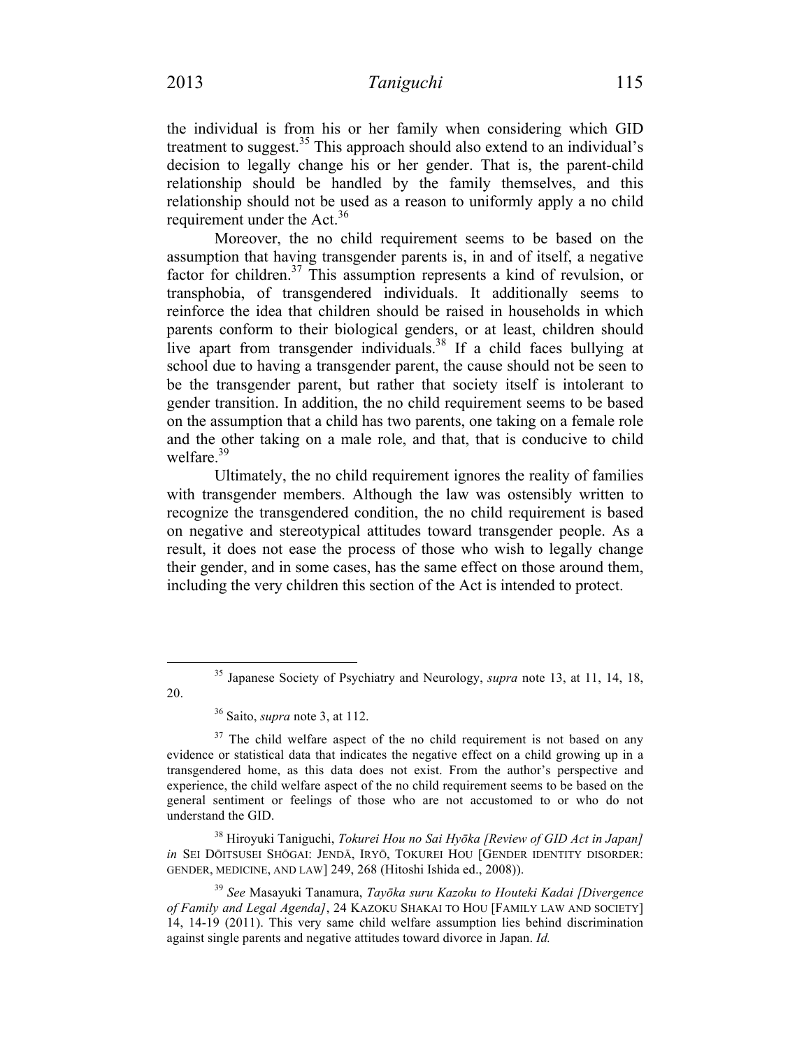the individual is from his or her family when considering which GID treatment to suggest.[35] This approach should also extend to an individual's decision to legally change his or her gender. That is, the parent-child relationship should be handled by the family themselves, and this relationship should not be used as a reason to uniformly apply a no child requirement under the Act.[36]

Moreover, the no child requirement seems to be based on the assumption that having transgender parents is, in and of itself, a negative factor for children.[37] This assumption represents a kind of revulsion, or transphobia, of transgendered individuals. It additionally seems to reinforce the idea that children should be raised in households in which parents conform to their biological genders, or at least, children should live apart from transgender individuals.[38] If a child faces bullying at school due to having a transgender parent, the cause should not be seen to be the transgender parent, but rather that society itself is intolerant to gender transition. In addition, the no child requirement seems to be based on the assumption that a child has two parents, one taking on a female role and the other taking on a male role, and that, that is conducive to child welfare.[39]

Ultimately, the no child requirement ignores the reality of families with transgender members. Although the law was ostensibly written to recognize the transgendered condition, the no child requirement is based on negative and stereotypical attitudes toward transgender people. As a result, it does not ease the process of those who wish to legally change their gender, and in some cases, has the same effect on those around them, including the very children this section of the Act is intended to protect.

---

[35] Japanese Society of Psychiatry and Neurology, *supra* note 13, at 11, 14, 18, 20.

[36] Saito, *supra* note 3, at 112.

[37] The child welfare aspect of the no child requirement is not based on any evidence or statistical data that indicates the negative effect on a child growing up in a transgendered home, as this data does not exist. From the author's perspective and experience, the child welfare aspect of the no child requirement seems to be based on the general sentiment or feelings of those who are not accustomed to or who do not understand the GID.

[38] Hiroyuki Taniguchi, *Tokurei Hou no Sai Hyōka [Review of GID Act in Japan] in* SEI DŌITSUSEI SHŌGAI: JENDĀ, IRYŌ, TOKUREI HOU [GENDER IDENTITY DISORDER: GENDER, MEDICINE, AND LAW] 249, 268 (Hitoshi Ishida ed., 2008)).

[39] *See* Masayuki Tanamura, *Tayōka suru Kazoku to Houteki Kadai [Divergence of Family and Legal Agenda]*, 24 KAZOKU SHAKAI TO HOU [FAMILY LAW AND SOCIETY] 14, 14-19 (2011). This very same child welfare assumption lies behind discrimination against single parents and negative attitudes toward divorce in Japan. *Id.*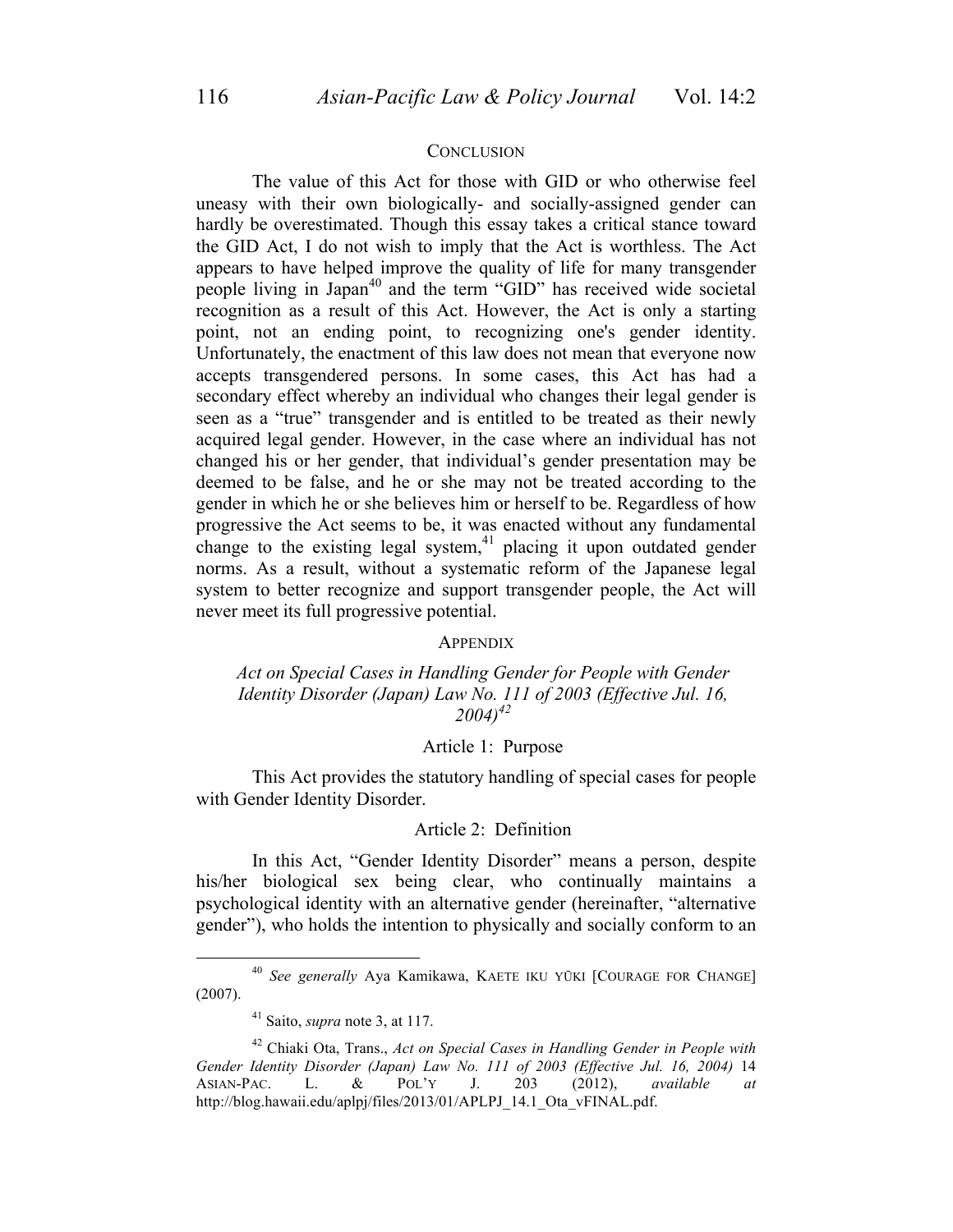## Conclusion

The value of this Act for those with GID or who otherwise feel uneasy with their own biologically- and socially-assigned gender can hardly be overestimated. Though this essay takes a critical stance toward the GID Act, I do not wish to imply that the Act is worthless. The Act appears to have helped improve the quality of life for many transgender people living in Japan[40] and the term "GID" has received wide societal recognition as a result of this Act. However, the Act is only a starting point, not an ending point, to recognizing one's gender identity. Unfortunately, the enactment of this law does not mean that everyone now accepts transgendered persons. In some cases, this Act has had a secondary effect whereby an individual who changes their legal gender is seen as a "true" transgender and is entitled to be treated as their newly acquired legal gender. However, in the case where an individual has not changed his or her gender, that individual's gender presentation may be deemed to be false, and he or she may not be treated according to the gender in which he or she believes him or herself to be. Regardless of how progressive the Act seems to be, it was enacted without any fundamental change to the existing legal system,[41] placing it upon outdated gender norms. As a result, without a systematic reform of the Japanese legal system to better recognize and support transgender people, the Act will never meet its full progressive potential.

## Appendix

*Act on Special Cases in Handling Gender for People with Gender Identity Disorder (Japan) Law No. 111 of 2003 (Effective Jul. 16, 2004)*[42]

### Article 1: Purpose

This Act provides the statutory handling of special cases for people with Gender Identity Disorder.

### Article 2: Definition

In this Act, "Gender Identity Disorder" means a person, despite his/her biological sex being clear, who continually maintains a psychological identity with an alternative gender (hereinafter, "alternative gender"), who holds the intention to physically and socially conform to an

---

[40] *See generally* Aya Kamikawa, KAETE IKU YŪKI [COURAGE FOR CHANGE] (2007).

[41] Saito, *supra* note 3, at 117.

[42] Chiaki Ota, Trans., *Act on Special Cases in Handling Gender in People with Gender Identity Disorder (Japan) Law No. 111 of 2003 (Effective Jul. 16, 2004)* 14 ASIAN-PAC. L. & POL'Y J. 203 (2012), *available at* http://blog.hawaii.edu/aplpj/files/2013/01/APLPJ_14.1_Ota_vFINAL.pdf.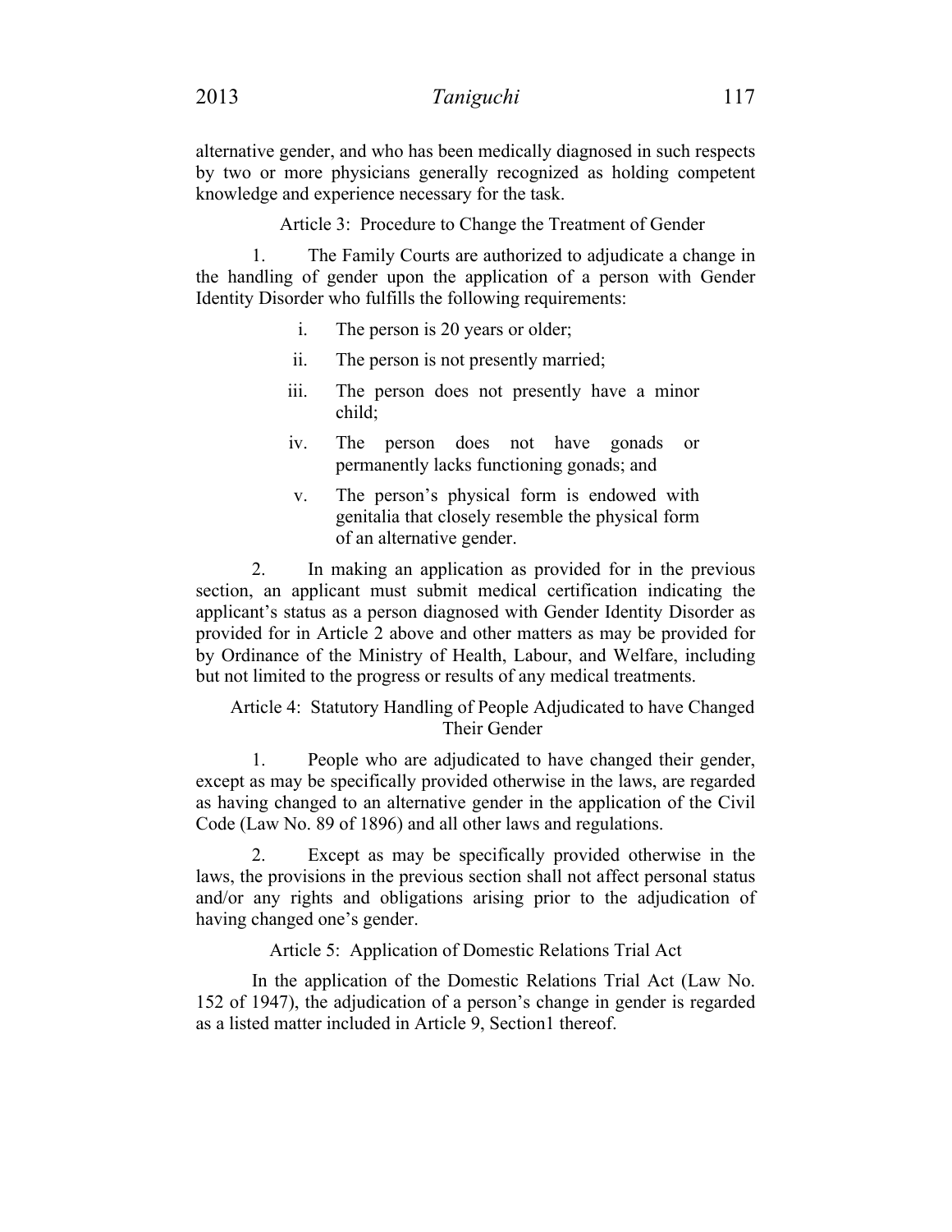alternative gender, and who has been medically diagnosed in such respects by two or more physicians generally recognized as holding competent knowledge and experience necessary for the task.

Article 3: Procedure to Change the Treatment of Gender

1. The Family Courts are authorized to adjudicate a change in the handling of gender upon the application of a person with Gender Identity Disorder who fulfills the following requirements:

   i. The person is 20 years or older;

   ii. The person is not presently married;

   iii. The person does not presently have a minor child;

   iv. The person does not have gonads or permanently lacks functioning gonads; and

   v. The person's physical form is endowed with genitalia that closely resemble the physical form of an alternative gender.

2. In making an application as provided for in the previous section, an applicant must submit medical certification indicating the applicant's status as a person diagnosed with Gender Identity Disorder as provided for in Article 2 above and other matters as may be provided for by Ordinance of the Ministry of Health, Labour, and Welfare, including but not limited to the progress or results of any medical treatments.

Article 4: Statutory Handling of People Adjudicated to have Changed Their Gender

1. People who are adjudicated to have changed their gender, except as may be specifically provided otherwise in the laws, are regarded as having changed to an alternative gender in the application of the Civil Code (Law No. 89 of 1896) and all other laws and regulations.

2. Except as may be specifically provided otherwise in the laws, the provisions in the previous section shall not affect personal status and/or any rights and obligations arising prior to the adjudication of having changed one's gender.

Article 5: Application of Domestic Relations Trial Act

In the application of the Domestic Relations Trial Act (Law No. 152 of 1947), the adjudication of a person's change in gender is regarded as a listed matter included in Article 9, Section1 thereof.